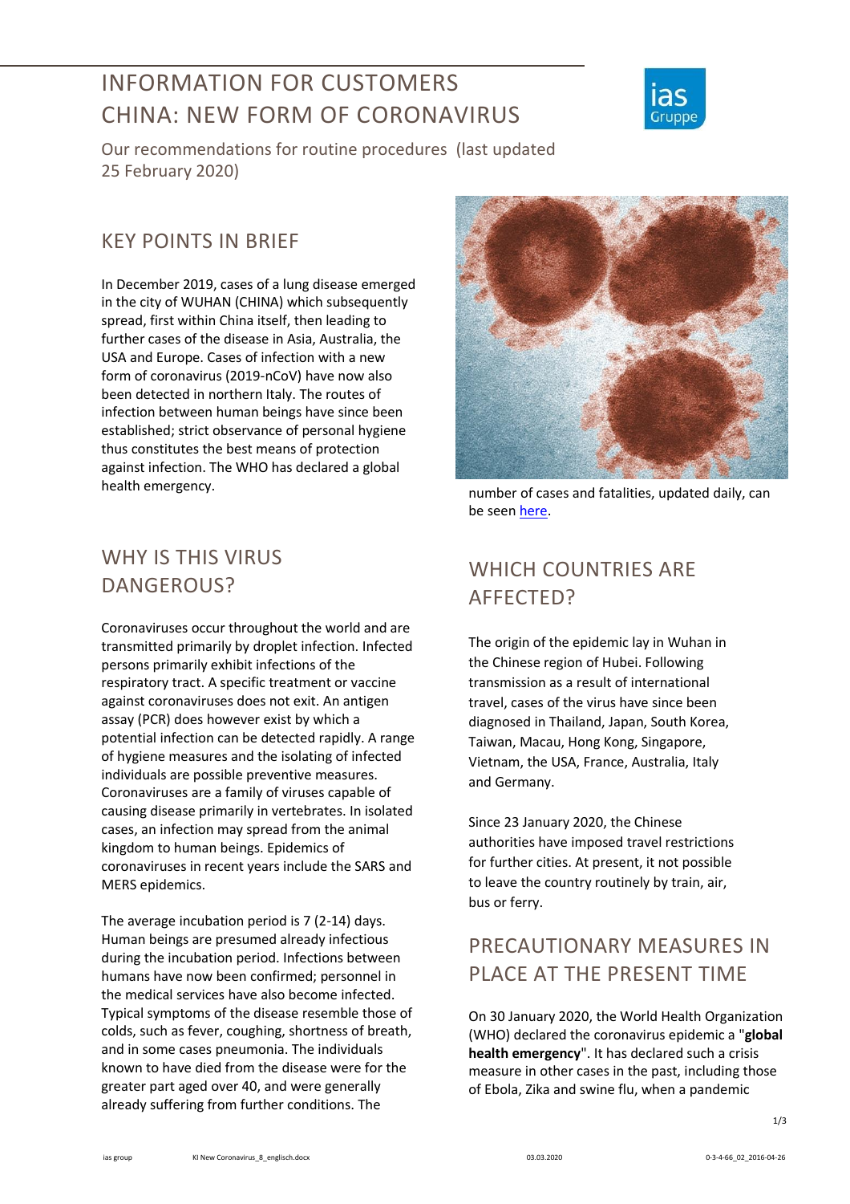# INFORMATION FOR CUSTOMERS CHINA: NEW FORM OF CORONAVIRUS

Our recommendations for routine procedures (last updated 25 February 2020)

## KEY POINTS IN BRIEF

In December 2019, cases of a lung disease emerged in the city of WUHAN (CHINA) which subsequently spread, first within China itself, then leading to further cases of the disease in Asia, Australia, the USA and Europe. Cases of infection with a new form of coronavirus (2019-nCoV) have now also been detected in northern Italy. The routes of infection between human beings have since been established; strict observance of personal hygiene thus constitutes the best means of protection against infection. The WHO has declared a global health emergency.

## WHY IS THIS VIRUS DANGEROUS?

Coronaviruses occur throughout the world and are transmitted primarily by droplet infection. Infected persons primarily exhibit infections of the respiratory tract. A specific treatment or vaccine against coronaviruses does not exit. An antigen assay (PCR) does however exist by which a potential infection can be detected rapidly. A range of hygiene measures and the isolating of infected individuals are possible preventive measures. Coronaviruses are a family of viruses capable of causing disease primarily in vertebrates. In isolated cases, an infection may spread from the animal kingdom to human beings. Epidemics of coronaviruses in recent years include the SARS and MERS epidemics.

The average incubation period is 7 (2-14) days. Human beings are presumed already infectious during the incubation period. Infections between humans have now been confirmed; personnel in the medical services have also become infected. Typical symptoms of the disease resemble those of colds, such as fever, coughing, shortness of breath, and in some cases pneumonia. The individuals known to have died from the disease were for the greater part aged over 40, and were generally already suffering from further conditions. The number of cases and fatalities, updated daily, can be seen [here](here).

## WHICH COUNTRIES ARE AFFECTED?

The origin of the epidemic lay in Wuhan in the Chinese region of Hubei. Following transmission as a result of international travel, cases of the virus have since been diagnosed in Thailand, Japan, South Korea, Taiwan, Macau, Hong Kong, Singapore, Vietnam, the USA, France, Australia, Italy and Germany.

Since 23 January 2020, the Chinese authorities have imposed travel restrictions for further cities. At present, it not possible to leave the country routinely by train, air, bus or ferry.

## PRECAUTIONARY MEASURES IN PLACE AT THE PRESENT TIME

On 30 January 2020, the World Health Organization (WHO) declared the coronavirus epidemic a "**global health emergency**". It has declared such a crisis measure in other cases in the past, including those of Ebola, Zika and swine flu, when a pandemic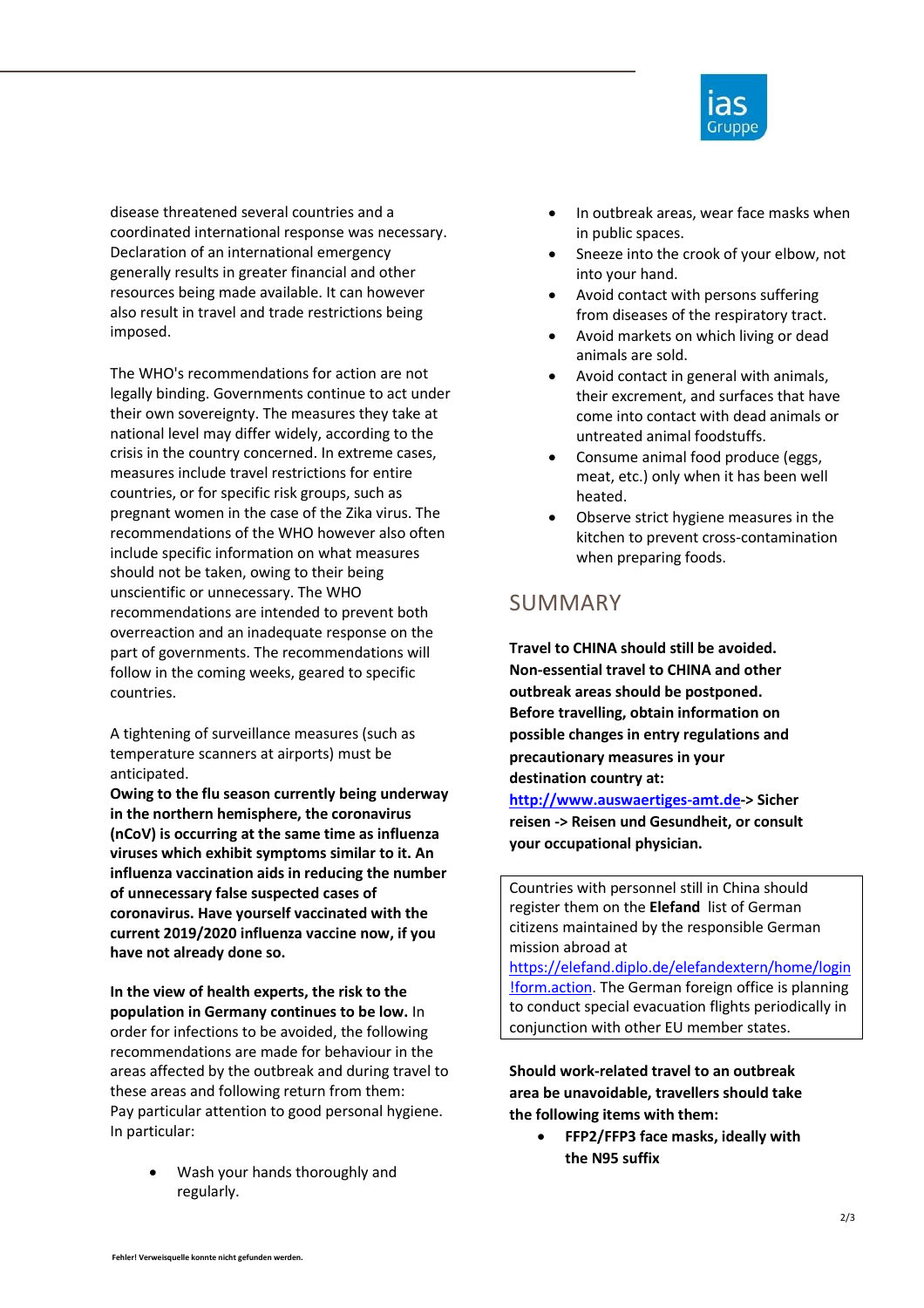disease threatened several countries and a coordinated international response was necessary. Declaration of an international emergency generally results in greater financial and other resources being made available. It can however also result in travel and trade restrictions being imposed.

The WHO's recommendations for action are not legally binding. Governments continue to act under their own sovereignty. The measures they take at national level may differ widely, according to the crisis in the country concerned. In extreme cases, measures include travel restrictions for entire countries, or for specific risk groups, such as pregnant women in the case of the Zika virus. The recommendations of the WHO however also often include specific information on what measures should not be taken, owing to their being unscientific or unnecessary. The WHO recommendations are intended to prevent both overreaction and an inadequate response on the part of governments. The recommendations will follow in the coming weeks, geared to specific countries.

A tightening of surveillance measures (such as temperature scanners at airports) must be anticipated.
**Owing to the flu season currently being underway in the northern hemisphere, the coronavirus (nCoV) is occurring at the same time as influenza viruses which exhibit symptoms similar to it. An influenza vaccination aids in reducing the number of unnecessary false suspected cases of coronavirus. Have yourself vaccinated with the current 2019/2020 influenza vaccine now, if you have not already done so.**

**In the view of health experts, the risk to the population in Germany continues to be low.** In order for infections to be avoided, the following recommendations are made for behaviour in the areas affected by the outbreak and during travel to these areas and following return from them:
Pay particular attention to good personal hygiene. In particular:

- Wash your hands thoroughly and regularly.
- In outbreak areas, wear face masks when in public spaces.
- Sneeze into the crook of your elbow, not into your hand.
- Avoid contact with persons suffering from diseases of the respiratory tract.
- Avoid markets on which living or dead animals are sold.
- Avoid contact in general with animals, their excrement, and surfaces that have come into contact with dead animals or untreated animal foodstuffs.
- Consume animal food produce (eggs, meat, etc.) only when it has been well heated.
- Observe strict hygiene measures in the kitchen to prevent cross-contamination when preparing foods.

## SUMMARY

**Travel to CHINA should still be avoided. Non-essential travel to CHINA and other outbreak areas should be postponed. Before travelling, obtain information on possible changes in entry regulations and precautionary measures in your destination country at: [http://www.auswaertiges-amt.de](http://www.auswaertiges-amt.de)-> Sicher reisen -> Reisen und Gesundheit, or consult your occupational physician.**

> Countries with personnel still in China should register them on the **Elefand** list of German citizens maintained by the responsible German mission abroad at [https://elefand.diplo.de/elefandextern/home/login!form.action](https://elefand.diplo.de/elefandextern/home/login!form.action). The German foreign office is planning to conduct special evacuation flights periodically in conjunction with other EU member states.

**Should work-related travel to an outbreak area be unavoidable, travellers should take the following items with them:**

- **FFP2/FFP3 face masks, ideally with the N95 suffix**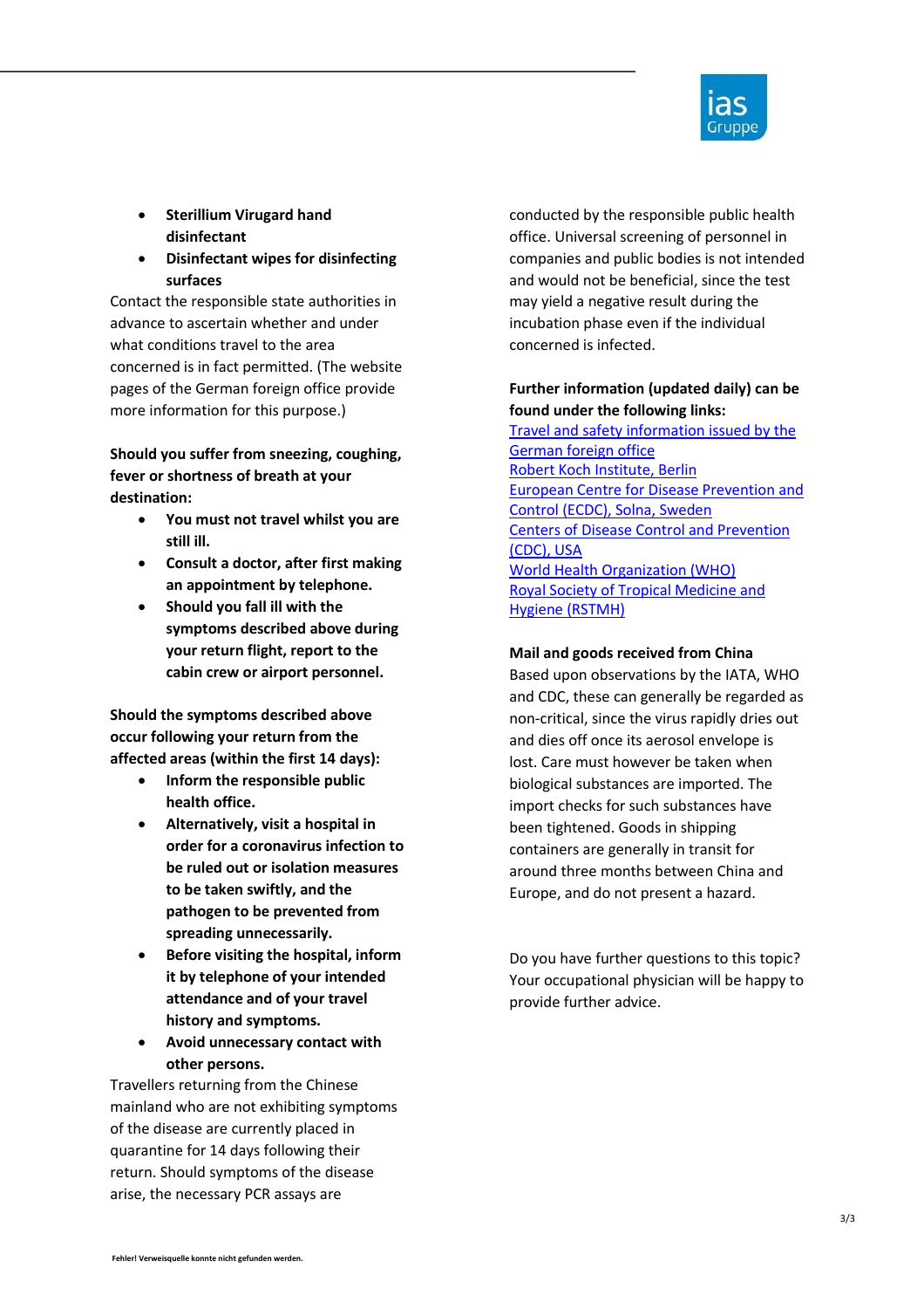- **Sterillium Virugard hand disinfectant**
- **Disinfectant wipes for disinfecting surfaces**

Contact the responsible state authorities in advance to ascertain whether and under what conditions travel to the area concerned is in fact permitted. (The website pages of the German foreign office provide more information for this purpose.)

**Should you suffer from sneezing, coughing, fever or shortness of breath at your destination:**

- **You must not travel whilst you are still ill.**
- **Consult a doctor, after first making an appointment by telephone.**
- **Should you fall ill with the symptoms described above during your return flight, report to the cabin crew or airport personnel.**

**Should the symptoms described above occur following your return from the affected areas (within the first 14 days):**

- **Inform the responsible public health office.**
- **Alternatively, visit a hospital in order for a coronavirus infection to be ruled out or isolation measures to be taken swiftly, and the pathogen to be prevented from spreading unnecessarily.**
- **Before visiting the hospital, inform it by telephone of your intended attendance and of your travel history and symptoms.**
- **Avoid unnecessary contact with other persons.**

Travellers returning from the Chinese mainland who are not exhibiting symptoms of the disease are currently placed in quarantine for 14 days following their return. Should symptoms of the disease arise, the necessary PCR assays are conducted by the responsible public health office. Universal screening of personnel in companies and public bodies is not intended and would not be beneficial, since the test may yield a negative result during the incubation phase even if the individual concerned is infected.

**Further information (updated daily) can be found under the following links:**

Travel and safety information issued by the German foreign office
Robert Koch Institute, Berlin
European Centre for Disease Prevention and Control (ECDC), Solna, Sweden
Centers of Disease Control and Prevention (CDC), USA
World Health Organization (WHO)
Royal Society of Tropical Medicine and Hygiene (RSTMH)

**Mail and goods received from China**

Based upon observations by the IATA, WHO and CDC, these can generally be regarded as non-critical, since the virus rapidly dries out and dies off once its aerosol envelope is lost. Care must however be taken when biological substances are imported. The import checks for such substances have been tightened. Goods in shipping containers are generally in transit for around three months between China and Europe, and do not present a hazard.

Do you have further questions to this topic? Your occupational physician will be happy to provide further advice.